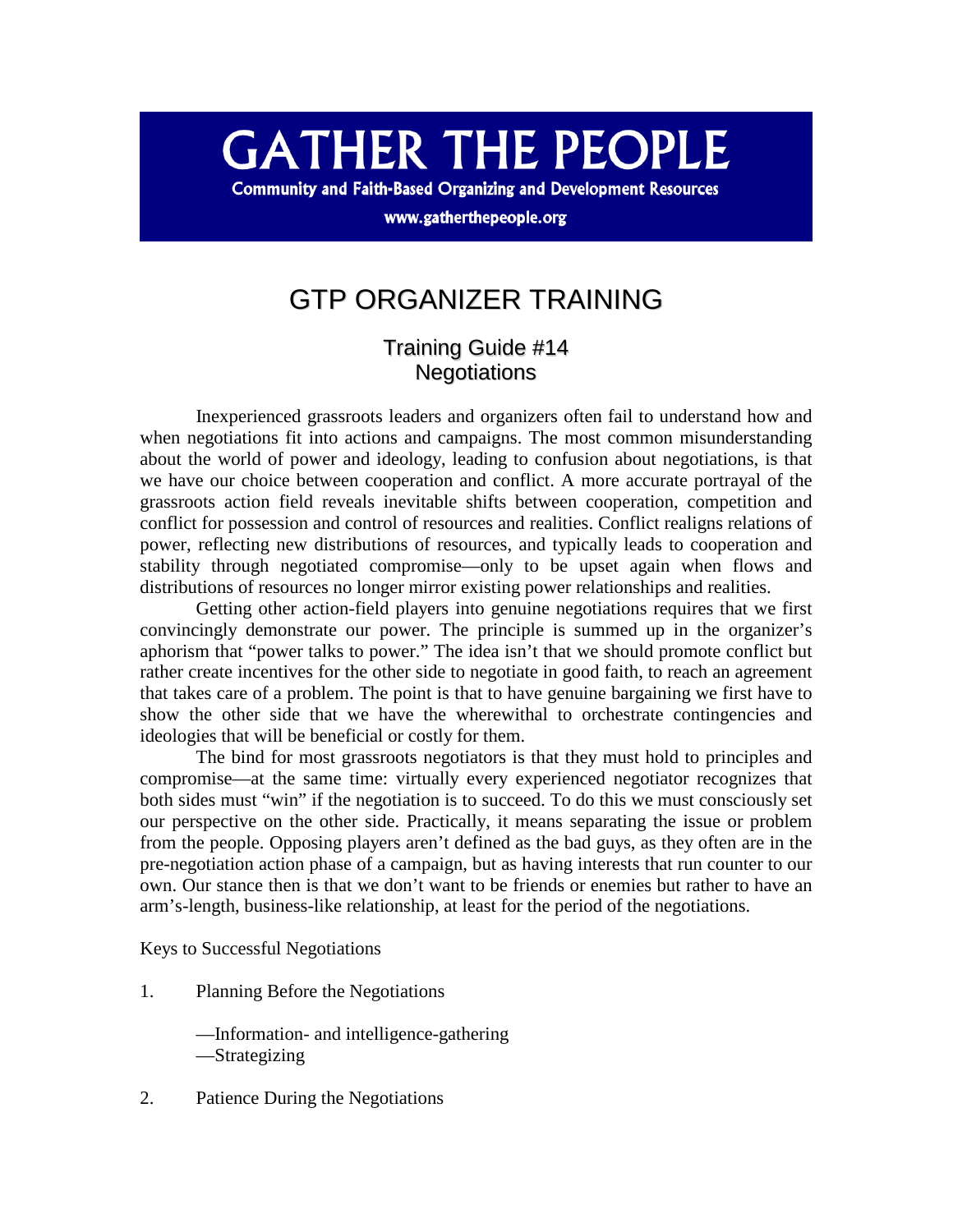# GATHER THE PEOPLE

**Community and Faith-Based Organizing and Development Resources**

**www.gatherthepeople.org**

# GTP ORGANIZER TRAINING

## Training Guide #14
## Negotiations

Inexperienced grassroots leaders and organizers often fail to understand how and when negotiations fit into actions and campaigns. The most common misunderstanding about the world of power and ideology, leading to confusion about negotiations, is that we have our choice between cooperation and conflict. A more accurate portrayal of the grassroots action field reveals inevitable shifts between cooperation, competition and conflict for possession and control of resources and realities. Conflict realigns relations of power, reflecting new distributions of resources, and typically leads to cooperation and stability through negotiated compromise—only to be upset again when flows and distributions of resources no longer mirror existing power relationships and realities.

Getting other action-field players into genuine negotiations requires that we first convincingly demonstrate our power. The principle is summed up in the organizer's aphorism that "power talks to power." The idea isn't that we should promote conflict but rather create incentives for the other side to negotiate in good faith, to reach an agreement that takes care of a problem. The point is that to have genuine bargaining we first have to show the other side that we have the wherewithal to orchestrate contingencies and ideologies that will be beneficial or costly for them.

The bind for most grassroots negotiators is that they must hold to principles and compromise—at the same time: virtually every experienced negotiator recognizes that both sides must "win" if the negotiation is to succeed. To do this we must consciously set our perspective on the other side. Practically, it means separating the issue or problem from the people. Opposing players aren't defined as the bad guys, as they often are in the pre-negotiation action phase of a campaign, but as having interests that run counter to our own. Our stance then is that we don't want to be friends or enemies but rather to have an arm's-length, business-like relationship, at least for the period of the negotiations.

Keys to Successful Negotiations

1. Planning Before the Negotiations

    —Information- and intelligence-gathering
    —Strategizing

2. Patience During the Negotiations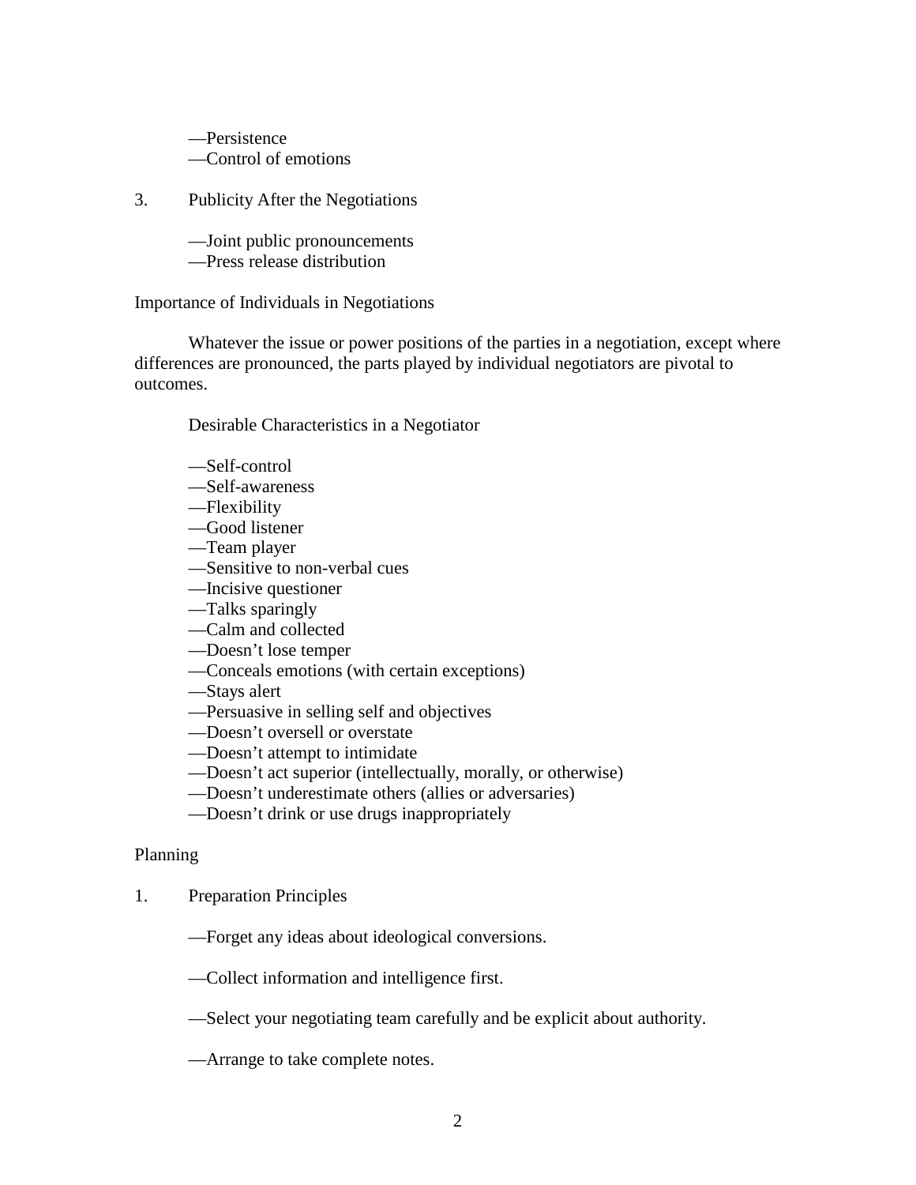—Persistence
—Control of emotions

3. Publicity After the Negotiations

—Joint public pronouncements
—Press release distribution

## Importance of Individuals in Negotiations

Whatever the issue or power positions of the parties in a negotiation, except where differences are pronounced, the parts played by individual negotiators are pivotal to outcomes.

### Desirable Characteristics in a Negotiator

—Self-control
—Self-awareness
—Flexibility
—Good listener
—Team player
—Sensitive to non-verbal cues
—Incisive questioner
—Talks sparingly
—Calm and collected
—Doesn't lose temper
—Conceals emotions (with certain exceptions)
—Stays alert
—Persuasive in selling self and objectives
—Doesn't oversell or overstate
—Doesn't attempt to intimidate
—Doesn't act superior (intellectually, morally, or otherwise)
—Doesn't underestimate others (allies or adversaries)
—Doesn't drink or use drugs inappropriately

## Planning

1. Preparation Principles

—Forget any ideas about ideological conversions.

—Collect information and intelligence first.

—Select your negotiating team carefully and be explicit about authority.

—Arrange to take complete notes.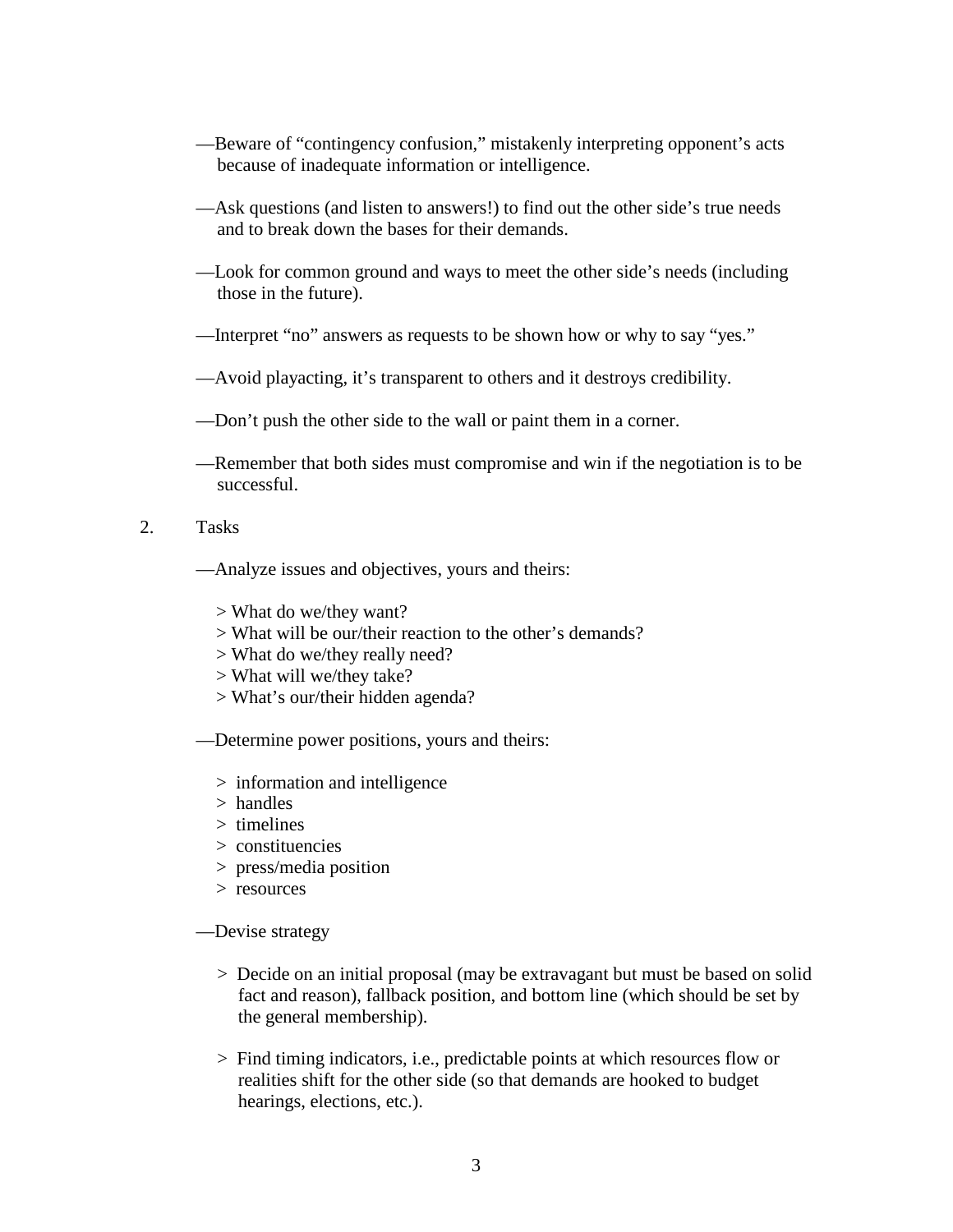—Beware of "contingency confusion," mistakenly interpreting opponent's acts because of inadequate information or intelligence.

—Ask questions (and listen to answers!) to find out the other side's true needs and to break down the bases for their demands.

—Look for common ground and ways to meet the other side's needs (including those in the future).

—Interpret "no" answers as requests to be shown how or why to say "yes."

—Avoid playacting, it's transparent to others and it destroys credibility.

—Don't push the other side to the wall or paint them in a corner.

—Remember that both sides must compromise and win if the negotiation is to be successful.

2. Tasks

—Analyze issues and objectives, yours and theirs:

> What do we/they want?
> What will be our/their reaction to the other's demands?
> What do we/they really need?
> What will we/they take?
> What's our/their hidden agenda?

—Determine power positions, yours and theirs:

> information and intelligence
> handles
> timelines
> constituencies
> press/media position
> resources

—Devise strategy

> Decide on an initial proposal (may be extravagant but must be based on solid fact and reason), fallback position, and bottom line (which should be set by the general membership).

> Find timing indicators, i.e., predictable points at which resources flow or realities shift for the other side (so that demands are hooked to budget hearings, elections, etc.).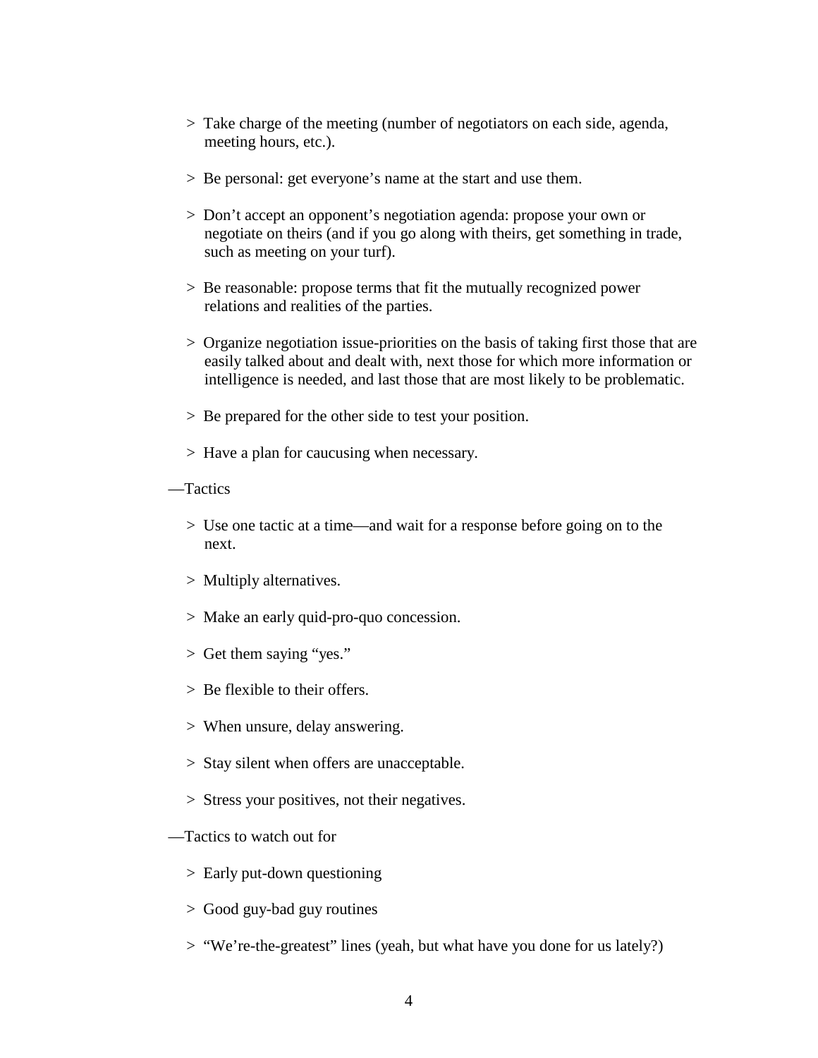> Take charge of the meeting (number of negotiators on each side, agenda, meeting hours, etc.).

> Be personal: get everyone's name at the start and use them.

> Don't accept an opponent's negotiation agenda: propose your own or negotiate on theirs (and if you go along with theirs, get something in trade, such as meeting on your turf).

> Be reasonable: propose terms that fit the mutually recognized power relations and realities of the parties.

> Organize negotiation issue-priorities on the basis of taking first those that are easily talked about and dealt with, next those for which more information or intelligence is needed, and last those that are most likely to be problematic.

> Be prepared for the other side to test your position.

> Have a plan for caucusing when necessary.

—Tactics

> Use one tactic at a time—and wait for a response before going on to the next.

> Multiply alternatives.

> Make an early quid-pro-quo concession.

> Get them saying "yes."

> Be flexible to their offers.

> When unsure, delay answering.

> Stay silent when offers are unacceptable.

> Stress your positives, not their negatives.

—Tactics to watch out for

> Early put-down questioning

> Good guy-bad guy routines

> "We're-the-greatest" lines (yeah, but what have you done for us lately?)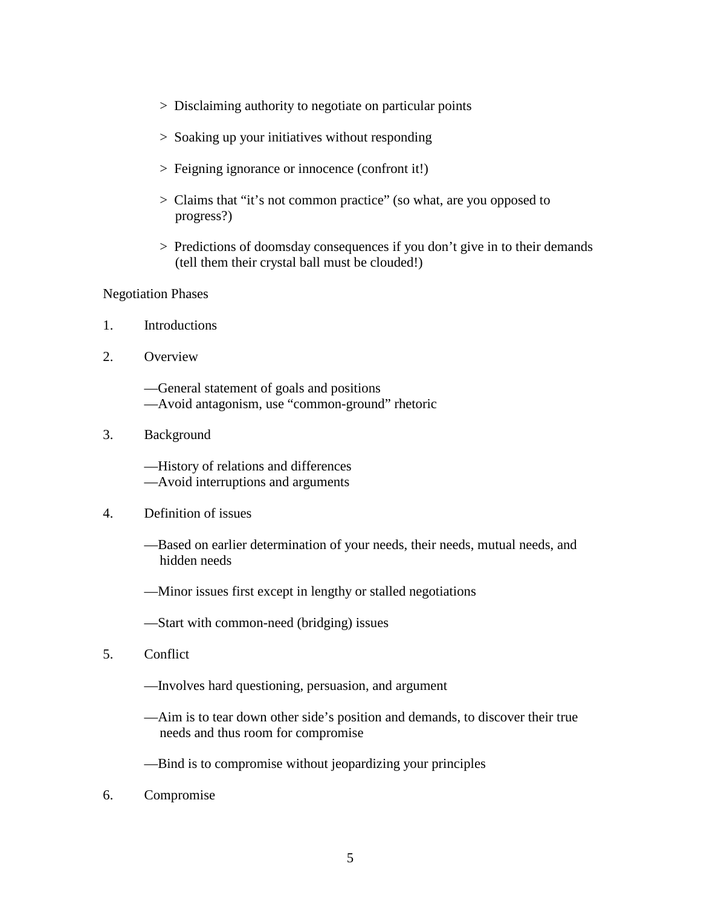> Disclaiming authority to negotiate on particular points

> Soaking up your initiatives without responding

> Feigning ignorance or innocence (confront it!)

> Claims that "it's not common practice" (so what, are you opposed to progress?)

> Predictions of doomsday consequences if you don't give in to their demands (tell them their crystal ball must be clouded!)

Negotiation Phases

1. Introductions

2. Overview

   —General statement of goals and positions
   —Avoid antagonism, use "common-ground" rhetoric

3. Background

   —History of relations and differences
   —Avoid interruptions and arguments

4. Definition of issues

   —Based on earlier determination of your needs, their needs, mutual needs, and hidden needs

   —Minor issues first except in lengthy or stalled negotiations

   —Start with common-need (bridging) issues

5. Conflict

   —Involves hard questioning, persuasion, and argument

   —Aim is to tear down other side's position and demands, to discover their true needs and thus room for compromise

   —Bind is to compromise without jeopardizing your principles

6. Compromise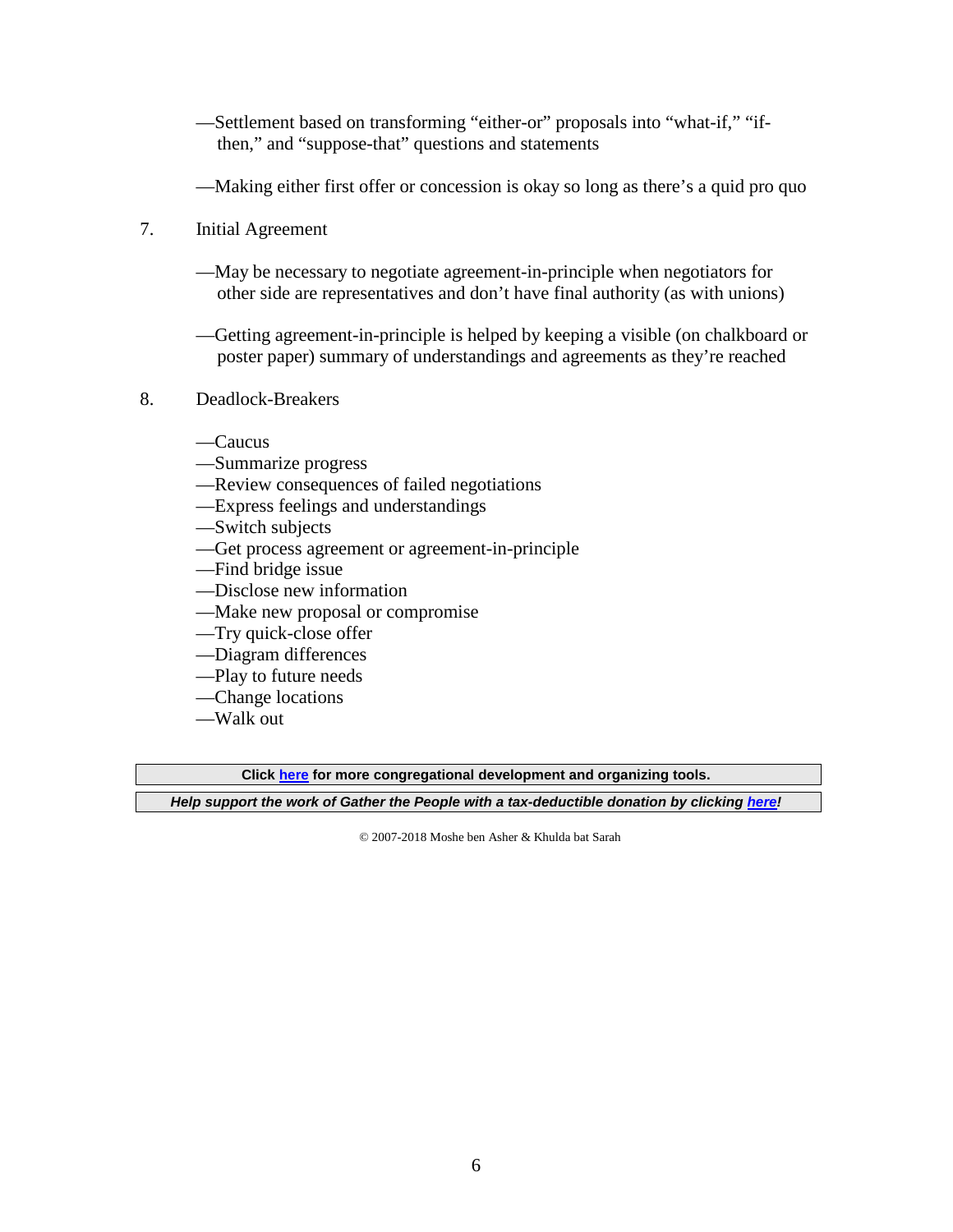—Settlement based on transforming “either-or” proposals into “what-if,” “if-then,” and “suppose-that” questions and statements

—Making either first offer or concession is okay so long as there’s a quid pro quo

7. Initial Agreement

—May be necessary to negotiate agreement-in-principle when negotiators for other side are representatives and don’t have final authority (as with unions)

—Getting agreement-in-principle is helped by keeping a visible (on chalkboard or poster paper) summary of understandings and agreements as they’re reached

8. Deadlock-Breakers

—Caucus
—Summarize progress
—Review consequences of failed negotiations
—Express feelings and understandings
—Switch subjects
—Get process agreement or agreement-in-principle
—Find bridge issue
—Disclose new information
—Make new proposal or compromise
—Try quick-close offer
—Diagram differences
—Play to future needs
—Change locations
—Walk out

**Click here for more congregational development and organizing tools.**

***Help support the work of Gather the People with a tax-deductible donation by clicking here!***

© 2007-2018 Moshe ben Asher & Khulda bat Sarah